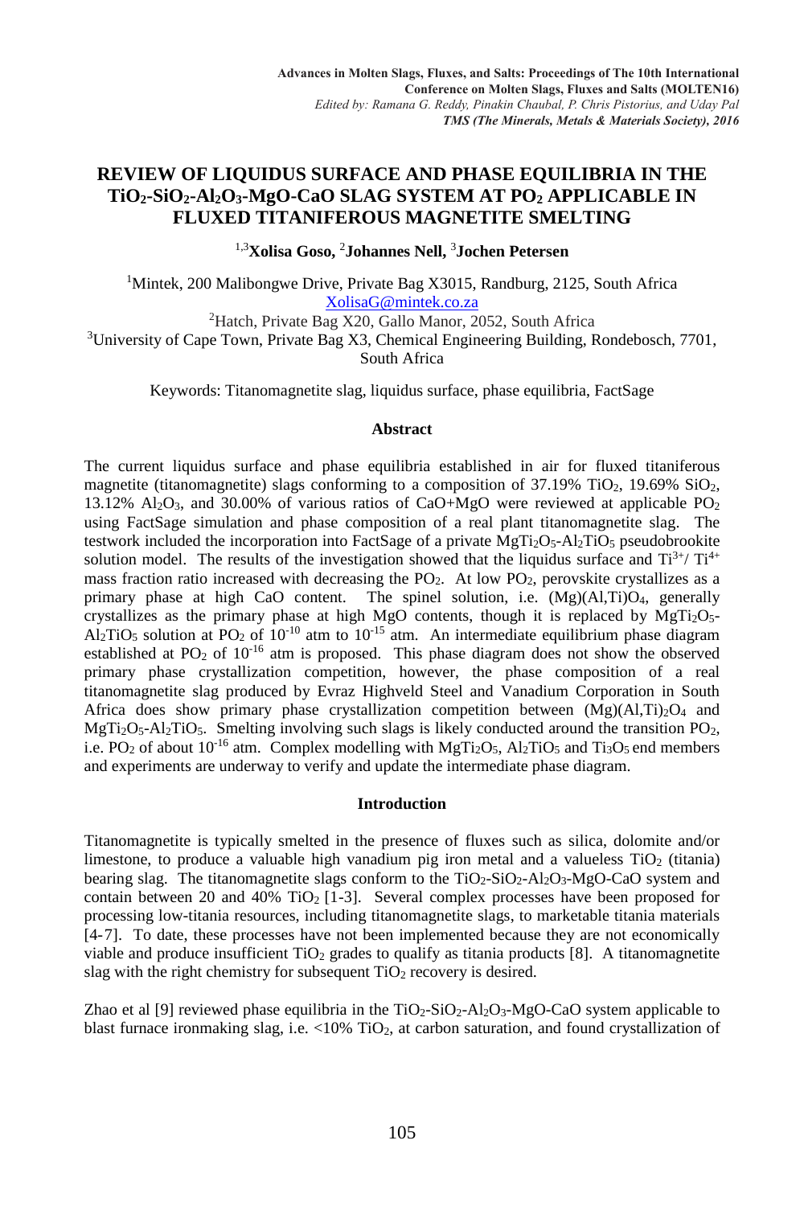**Advances in Molten Slags, Fluxes, and Salts: Proceedings of The 10th International Conference on Molten Slags, Fluxes and Salts (MOLTEN16)**
*Edited by: Ramana G. Reddy, Pinakin Chaubal, P. Chris Pistorius, and Uday Pal*
***TMS (The Minerals, Metals & Materials Society), 2016***

# REVIEW OF LIQUIDUS SURFACE AND PHASE EQUILIBRIA IN THE $TiO_2$-$SiO_2$-$Al_2O_3$-MgO-CaO SLAG SYSTEM AT $PO_2$ APPLICABLE IN FLUXED TITANIFEROUS MAGNETITE SMELTING

[1,3]**Xolisa Goso,** [2]**Johannes Nell,** [3]**Jochen Petersen**

[1]Mintek, 200 Malibongwe Drive, Private Bag X3015, Randburg, 2125, South Africa
XolisaG@mintek.co.za
[2]Hatch, Private Bag X20, Gallo Manor, 2052, South Africa
[3]University of Cape Town, Private Bag X3, Chemical Engineering Building, Rondebosch, 7701, South Africa

Keywords: Titanomagnetite slag, liquidus surface, phase equilibria, FactSage

## Abstract

The current liquidus surface and phase equilibria established in air for fluxed titaniferous magnetite (titanomagnetite) slags conforming to a composition of 37.19% $TiO_2$, 19.69% $SiO_2$, 13.12% $Al_2O_3$, and 30.00% of various ratios of CaO+MgO were reviewed at applicable $PO_2$ using FactSage simulation and phase composition of a real plant titanomagnetite slag. The testwork included the incorporation into FactSage of a private $MgTi_2O_5$-$Al_2TiO_5$ pseudobrookite solution model. The results of the investigation showed that the liquidus surface and $Ti^{3+}$/ $Ti^{4+}$ mass fraction ratio increased with decreasing the $PO_2$. At low $PO_2$, perovskite crystallizes as a primary phase at high CaO content. The spinel solution, i.e. $(Mg)(Al,Ti)O_4$, generally crystallizes as the primary phase at high MgO contents, though it is replaced by $MgTi_2O_5$-$Al_2TiO_5$ solution at $PO_2$ of $10^{-10}$ atm to $10^{-15}$ atm. An intermediate equilibrium phase diagram established at $PO_2$ of $10^{-16}$ atm is proposed. This phase diagram does not show the observed primary phase crystallization competition, however, the phase composition of a real titanomagnetite slag produced by Evraz Highveld Steel and Vanadium Corporation in South Africa does show primary phase crystallization competition between $(Mg)(Al,Ti)_2O_4$ and $MgTi_2O_5$-$Al_2TiO_5$. Smelting involving such slags is likely conducted around the transition $PO_2$, i.e. $PO_2$ of about $10^{-16}$ atm. Complex modelling with $MgTi_2O_5$, $Al_2TiO_5$ and $Ti_3O_5$ end members and experiments are underway to verify and update the intermediate phase diagram.

## Introduction

Titanomagnetite is typically smelted in the presence of fluxes such as silica, dolomite and/or limestone, to produce a valuable high vanadium pig iron metal and a valueless $TiO_2$ (titania) bearing slag. The titanomagnetite slags conform to the $TiO_2$-$SiO_2$-$Al_2O_3$-MgO-CaO system and contain between 20 and 40% $TiO_2$ [1-3]. Several complex processes have been proposed for processing low-titania resources, including titanomagnetite slags, to marketable titania materials [4-7]. To date, these processes have not been implemented because they are not economically viable and produce insufficient $TiO_2$ grades to qualify as titania products [8]. A titanomagnetite slag with the right chemistry for subsequent $TiO_2$ recovery is desired.

Zhao et al [9] reviewed phase equilibria in the $TiO_2$-$SiO_2$-$Al_2O_3$-MgO-CaO system applicable to blast furnace ironmaking slag, i.e. <10% $TiO_2$, at carbon saturation, and found crystallization of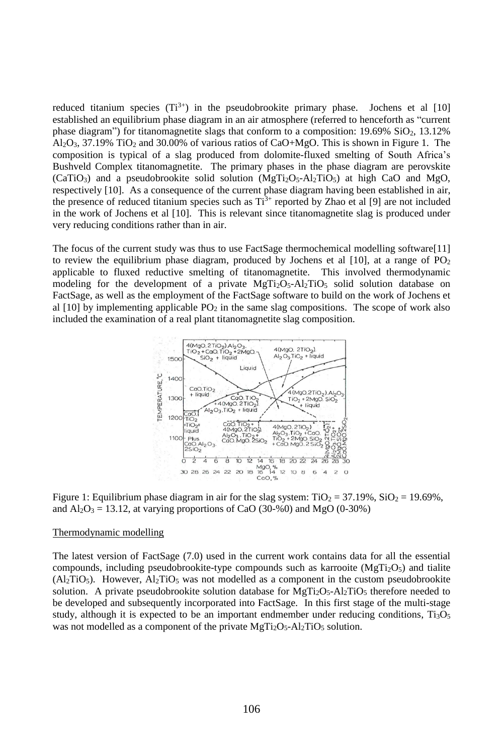reduced titanium species ($Ti^{3+}$) in the pseudobrookite primary phase. Jochens et al [10] established an equilibrium phase diagram in an air atmosphere (referred to henceforth as "current phase diagram") for titanomagnetite slags that conform to a composition: 19.69% $SiO_2$, 13.12% $Al_2O_3$, 37.19% $TiO_2$ and 30.00% of various ratios of CaO+MgO. This is shown in Figure 1. The composition is typical of a slag produced from dolomite-fluxed smelting of South Africa's Bushveld Complex titanomagnetite. The primary phases in the phase diagram are perovskite ($CaTiO_3$) and a pseudobrookite solid solution ($MgTi_2O_5$-$Al_2TiO_5$) at high CaO and MgO, respectively [10]. As a consequence of the current phase diagram having been established in air, the presence of reduced titanium species such as $Ti^{3+}$ reported by Zhao et al [9] are not included in the work of Jochens et al [10]. This is relevant since titanomagnetite slag is produced under very reducing conditions rather than in air.

The focus of the current study was thus to use FactSage thermochemical modelling software[11] to review the equilibrium phase diagram, produced by Jochens et al [10], at a range of $PO_2$ applicable to fluxed reductive smelting of titanomagnetite. This involved thermodynamic modeling for the development of a private $MgTi_2O_5$-$Al_2TiO_5$ solid solution database on FactSage, as well as the employment of the FactSage software to build on the work of Jochens et al [10] by implementing applicable $PO_2$ in the same slag compositions. The scope of work also included the examination of a real plant titanomagnetite slag composition.

Figure 1: Equilibrium phase diagram in air for the slag system: $TiO_2$ = 37.19%, $SiO_2$ = 19.69%, and $Al_2O_3$ = 13.12, at varying proportions of CaO (30-%0) and MgO (0-30%)

## Thermodynamic modelling

The latest version of FactSage (7.0) used in the current work contains data for all the essential compounds, including pseudobrookite-type compounds such as karrooite ($MgTi_2O_5$) and tialite ($Al_2TiO_5$). However, $Al_2TiO_5$ was not modelled as a component in the custom pseudobrookite solution. A private pseudobrookite solution database for $MgTi_2O_5$-$Al_2TiO_5$ therefore needed to be developed and subsequently incorporated into FactSage. In this first stage of the multi-stage study, although it is expected to be an important endmember under reducing conditions, $Ti_3O_5$ was not modelled as a component of the private $MgTi_2O_5$-$Al_2TiO_5$ solution.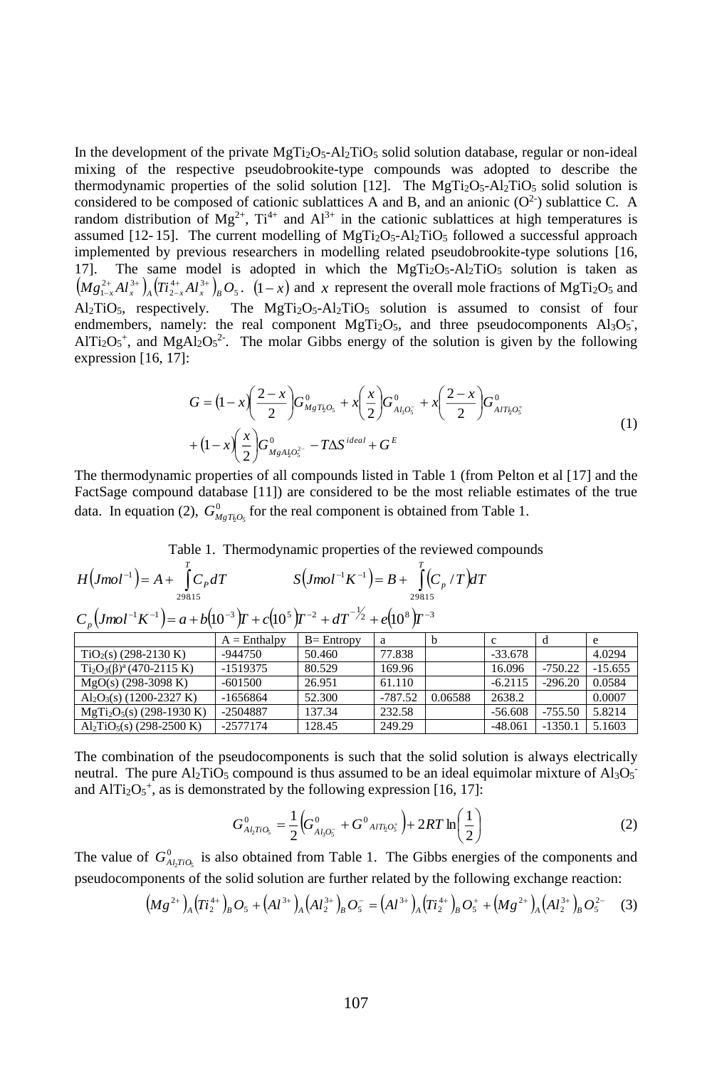In the development of the private $MgTi_2O_5$-$Al_2TiO_5$ solid solution database, regular or non-ideal mixing of the respective pseudobrookite-type compounds was adopted to describe the thermodynamic properties of the solid solution [12]. The $MgTi_2O_5$-$Al_2TiO_5$ solid solution is considered to be composed of cationic sublattices A and B, and an anionic ($O^{2-}$) sublattice C. A random distribution of $Mg^{2+}$, $Ti^{4+}$ and $Al^{3+}$ in the cationic sublattices at high temperatures is assumed [12- 15]. The current modelling of $MgTi_2O_5$-$Al_2TiO_5$ followed a successful approach implemented by previous researchers in modelling related pseudobrookite-type solutions [16, 17]. The same model is adopted in which the $MgTi_2O_5$-$Al_2TiO_5$ solution is taken as $\left(Mg_{1-x}^{2+}Al_x^{3+}\right)_A\left(Ti_{2-x}^{4+}Al_x^{3+}\right)_BO_5$. $(1-x)$ and $x$ represent the overall mole fractions of $MgTi_2O_5$ and $Al_2TiO_5$, respectively. The $MgTi_2O_5$-$Al_2TiO_5$ solution is assumed to consist of four endmembers, namely: the real component $MgTi_2O_5$, and three pseudocomponents $Al_3O_5^-$, $AlTi_2O_5^+$, and $MgAl_2O_5^{2-}$. The molar Gibbs energy of the solution is given by the following expression [16, 17]:

$$G = (1-x)\left(\frac{2-x}{2}\right)G^0_{MgTi_2O_5} + x\left(\frac{x}{2}\right)G^0_{Al_3O_5^-} + x\left(\frac{2-x}{2}\right)G^0_{AlTi_2O_5^+} + (1-x)\left(\frac{x}{2}\right)G^0_{MgAl_2O_5^{2-}} - T\Delta S^{ideal} + G^E \tag{1}$$

The thermodynamic properties of all compounds listed in Table 1 (from Pelton et al [17] and the FactSage compound database [11]) are considered to be the most reliable estimates of the true data. In equation (2), $G^0_{MgTi_2O_5}$ for the real component is obtained from Table 1.

Table 1. Thermodynamic properties of the reviewed compounds

$$H\left(Jmol^{-1}\right) = A + \int_{298.15}^{T} C_P\, dT \qquad S\left(Jmol^{-1}K^{-1}\right) = B + \int_{298.15}^{T} \left(C_p / T\right) dT$$

$$C_p\left(Jmol^{-1}K^{-1}\right) = a + b\left(10^{-3}\right)T + c\left(10^{5}\right)T^{-2} + dT^{-1/2} + e\left(10^{8}\right)T^{-3}$$

| | A = Enthalpy | B= Entropy | a | b | c | d | e |
|---|---|---|---|---|---|---|---|
| $TiO_2$(s) (298-2130 K) | -944750 | 50.460 | 77.838 | | -33.678 | | 4.0294 |
| $Ti_2O_3$(β)[a] (470-2115 K) | -1519375 | 80.529 | 169.96 | | 16.096 | -750.22 | -15.655 |
| MgO(s) (298-3098 K) | -601500 | 26.951 | 61.110 | | -6.2115 | -296.20 | 0.0584 |
| $Al_2O_3$(s) (1200-2327 K) | -1656864 | 52.300 | -787.52 | 0.06588 | 2638.2 | | 0.0007 |
| $MgTi_2O_5$(s) (298-1930 K) | -2504887 | 137.34 | 232.58 | | -56.608 | -755.50 | 5.8214 |
| $Al_2TiO_5$(s) (298-2500 K) | -2577174 | 128.45 | 249.29 | | -48.061 | -1350.1 | 5.1603 |

The combination of the pseudocomponents is such that the solid solution is always electrically neutral. The pure $Al_2TiO_5$ compound is thus assumed to be an ideal equimolar mixture of $Al_3O_5^-$ and $AlTi_2O_5^+$, as is demonstrated by the following expression [16, 17]:

$$G^0_{Al_2TiO_5} = \frac{1}{2}\left(G^0_{Al_3O_5^-} + G^0_{AlTi_2O_5^+}\right) + 2RT\ln\left(\frac{1}{2}\right) \tag{2}$$

The value of $G^0_{Al_2TiO_5}$ is also obtained from Table 1. The Gibbs energies of the components and pseudocomponents of the solid solution are further related by the following exchange reaction:

$$\left(Mg^{2+}\right)_A\left(Ti_2^{4+}\right)_BO_5 + \left(Al^{3+}\right)_A\left(Al_2^{3+}\right)_BO_5^- = \left(Al^{3+}\right)_A\left(Ti_2^{4+}\right)_BO_5^+ + \left(Mg^{2+}\right)_A\left(Al_2^{3+}\right)_BO_5^{2-} \tag{3}$$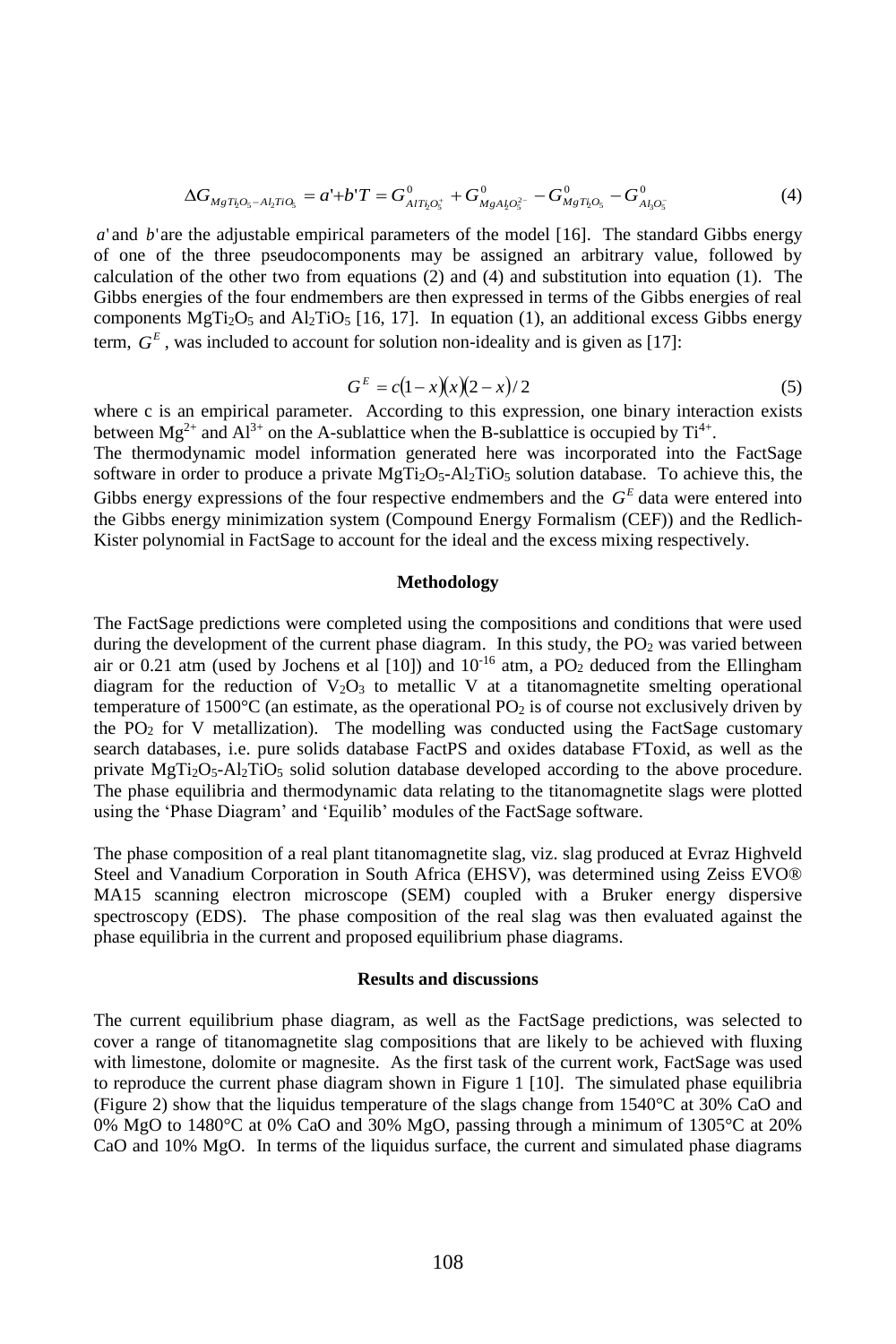$$\Delta G_{MgTi_2O_5-Al_2TiO_5} = a'+b'T = G^0_{AlTi_2O_5^+} + G^0_{MgAl_2O_5^{2-}} - G^0_{MgTi_2O_5} - G^0_{Al_3O_5^-} \tag{4}$$

$a'$ and $b'$ are the adjustable empirical parameters of the model [16]. The standard Gibbs energy of one of the three pseudocomponents may be assigned an arbitrary value, followed by calculation of the other two from equations (2) and (4) and substitution into equation (1). The Gibbs energies of the four endmembers are then expressed in terms of the Gibbs energies of real components $MgTi_2O_5$ and $Al_2TiO_5$ [16, 17]. In equation (1), an additional excess Gibbs energy term, $G^E$, was included to account for solution non-ideality and is given as [17]:

$$G^E = c(1-x)(x)(2-x)/2 \tag{5}$$

where c is an empirical parameter. According to this expression, one binary interaction exists between $Mg^{2+}$ and $Al^{3+}$ on the A-sublattice when the B-sublattice is occupied by $Ti^{4+}$.

The thermodynamic model information generated here was incorporated into the FactSage software in order to produce a private $MgTi_2O_5$-$Al_2TiO_5$ solution database. To achieve this, the Gibbs energy expressions of the four respective endmembers and the $G^E$ data were entered into the Gibbs energy minimization system (Compound Energy Formalism (CEF)) and the Redlich-Kister polynomial in FactSage to account for the ideal and the excess mixing respectively.

## Methodology

The FactSage predictions were completed using the compositions and conditions that were used during the development of the current phase diagram. In this study, the $PO_2$ was varied between air or 0.21 atm (used by Jochens et al [10]) and $10^{-16}$ atm, a $PO_2$ deduced from the Ellingham diagram for the reduction of $V_2O_3$ to metallic V at a titanomagnetite smelting operational temperature of 1500°C (an estimate, as the operational $PO_2$ is of course not exclusively driven by the $PO_2$ for V metallization). The modelling was conducted using the FactSage customary search databases, i.e. pure solids database FactPS and oxides database FToxid, as well as the private $MgTi_2O_5$-$Al_2TiO_5$ solid solution database developed according to the above procedure. The phase equilibria and thermodynamic data relating to the titanomagnetite slags were plotted using the 'Phase Diagram' and 'Equilib' modules of the FactSage software.

The phase composition of a real plant titanomagnetite slag, viz. slag produced at Evraz Highveld Steel and Vanadium Corporation in South Africa (EHSV), was determined using Zeiss EVO® MA15 scanning electron microscope (SEM) coupled with a Bruker energy dispersive spectroscopy (EDS). The phase composition of the real slag was then evaluated against the phase equilibria in the current and proposed equilibrium phase diagrams.

## Results and discussions

The current equilibrium phase diagram, as well as the FactSage predictions, was selected to cover a range of titanomagnetite slag compositions that are likely to be achieved with fluxing with limestone, dolomite or magnesite. As the first task of the current work, FactSage was used to reproduce the current phase diagram shown in Figure 1 [10]. The simulated phase equilibria (Figure 2) show that the liquidus temperature of the slags change from 1540°C at 30% CaO and 0% MgO to 1480°C at 0% CaO and 30% MgO, passing through a minimum of 1305°C at 20% CaO and 10% MgO. In terms of the liquidus surface, the current and simulated phase diagrams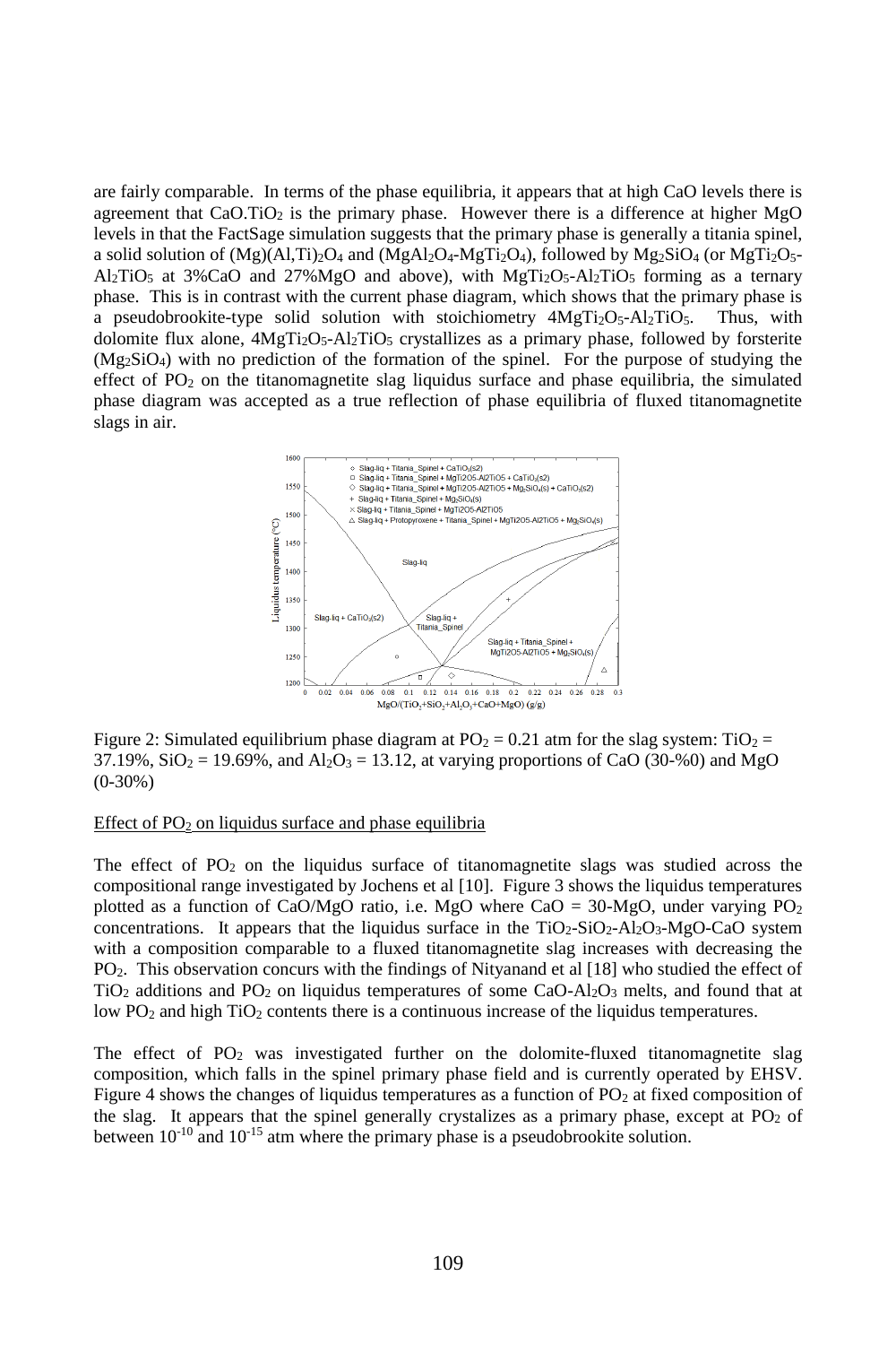are fairly comparable. In terms of the phase equilibria, it appears that at high CaO levels there is agreement that $CaO.TiO_2$ is the primary phase. However there is a difference at higher MgO levels in that the FactSage simulation suggests that the primary phase is generally a titania spinel, a solid solution of $(Mg)(Al,Ti)_2O_4$ and ($MgAl_2O_4$-$MgTi_2O_4$), followed by $Mg_2SiO_4$ (or $MgTi_2O_5$-$Al_2TiO_5$ at 3%CaO and 27%MgO and above), with $MgTi_2O_5$-$Al_2TiO_5$ forming as a ternary phase. This is in contrast with the current phase diagram, which shows that the primary phase is a pseudobrookite-type solid solution with stoichiometry $4MgTi_2O_5$-$Al_2TiO_5$. Thus, with dolomite flux alone, $4MgTi_2O_5$-$Al_2TiO_5$ crystallizes as a primary phase, followed by forsterite ($Mg_2SiO_4$) with no prediction of the formation of the spinel. For the purpose of studying the effect of $PO_2$ on the titanomagnetite slag liquidus surface and phase equilibria, the simulated phase diagram was accepted as a true reflection of phase equilibria of fluxed titanomagnetite slags in air.

Figure 2: Simulated equilibrium phase diagram at $PO_2 = 0.21$ atm for the slag system: $TiO_2$ = 37.19%, $SiO_2$ = 19.69%, and $Al_2O_3$ = 13.12, at varying proportions of CaO (30-%0) and MgO (0-30%)

Effect of $PO_2$ on liquidus surface and phase equilibria

The effect of $PO_2$ on the liquidus surface of titanomagnetite slags was studied across the compositional range investigated by Jochens et al [10]. Figure 3 shows the liquidus temperatures plotted as a function of CaO/MgO ratio, i.e. MgO where CaO = 30-MgO, under varying $PO_2$ concentrations. It appears that the liquidus surface in the $TiO_2$-$SiO_2$-$Al_2O_3$-MgO-CaO system with a composition comparable to a fluxed titanomagnetite slag increases with decreasing the $PO_2$. This observation concurs with the findings of Nityanand et al [18] who studied the effect of $TiO_2$ additions and $PO_2$ on liquidus temperatures of some CaO-$Al_2O_3$ melts, and found that at low $PO_2$ and high $TiO_2$ contents there is a continuous increase of the liquidus temperatures.

The effect of $PO_2$ was investigated further on the dolomite-fluxed titanomagnetite slag composition, which falls in the spinel primary phase field and is currently operated by EHSV. Figure 4 shows the changes of liquidus temperatures as a function of $PO_2$ at fixed composition of the slag. It appears that the spinel generally crystalizes as a primary phase, except at $PO_2$ of between $10^{-10}$ and $10^{-15}$ atm where the primary phase is a pseudobrookite solution.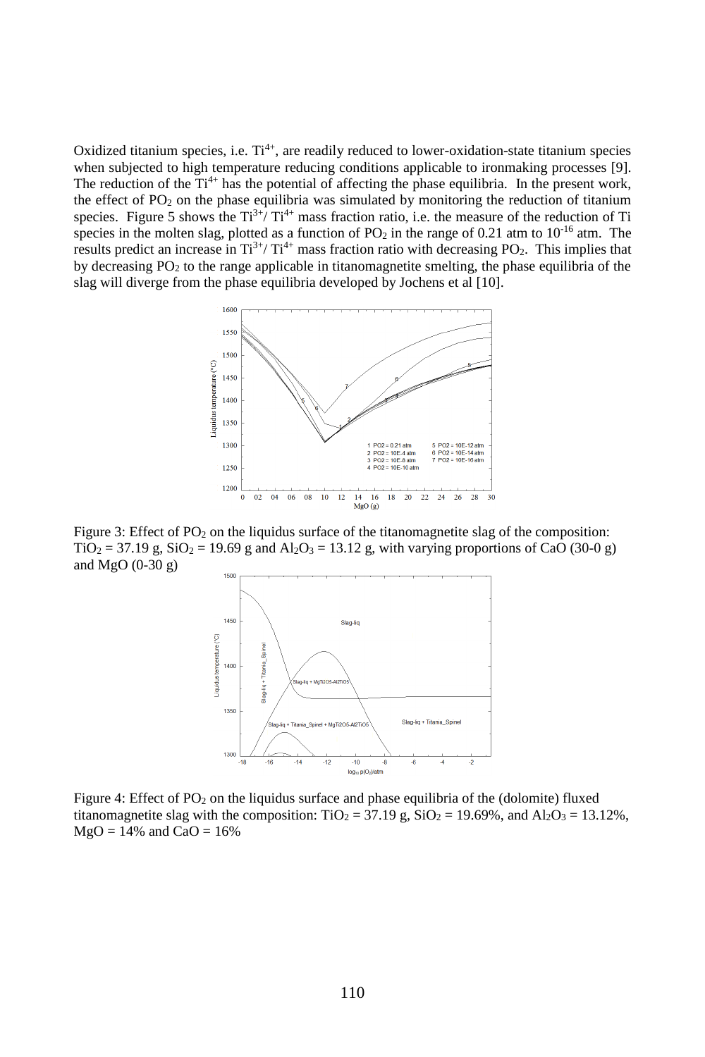Oxidized titanium species, i.e. $Ti^{4+}$, are readily reduced to lower-oxidation-state titanium species when subjected to high temperature reducing conditions applicable to ironmaking processes [9]. The reduction of the $Ti^{4+}$ has the potential of affecting the phase equilibria. In the present work, the effect of $PO_2$ on the phase equilibria was simulated by monitoring the reduction of titanium species. Figure 5 shows the $Ti^{3+}/Ti^{4+}$ mass fraction ratio, i.e. the measure of the reduction of Ti species in the molten slag, plotted as a function of $PO_2$ in the range of 0.21 atm to $10^{-16}$ atm. The results predict an increase in $Ti^{3+}/Ti^{4+}$ mass fraction ratio with decreasing $PO_2$. This implies that by decreasing $PO_2$ to the range applicable in titanomagnetite smelting, the phase equilibria of the slag will diverge from the phase equilibria developed by Jochens et al [10].

Figure 3: Effect of $PO_2$ on the liquidus surface of the titanomagnetite slag of the composition: $TiO_2$ = 37.19 g, $SiO_2$ = 19.69 g and $Al_2O_3$ = 13.12 g, with varying proportions of CaO (30-0 g) and MgO (0-30 g)

Figure 4: Effect of $PO_2$ on the liquidus surface and phase equilibria of the (dolomite) fluxed titanomagnetite slag with the composition: $TiO_2$ = 37.19 g, $SiO_2$ = 19.69%, and $Al_2O_3$ = 13.12%, MgO = 14% and CaO = 16%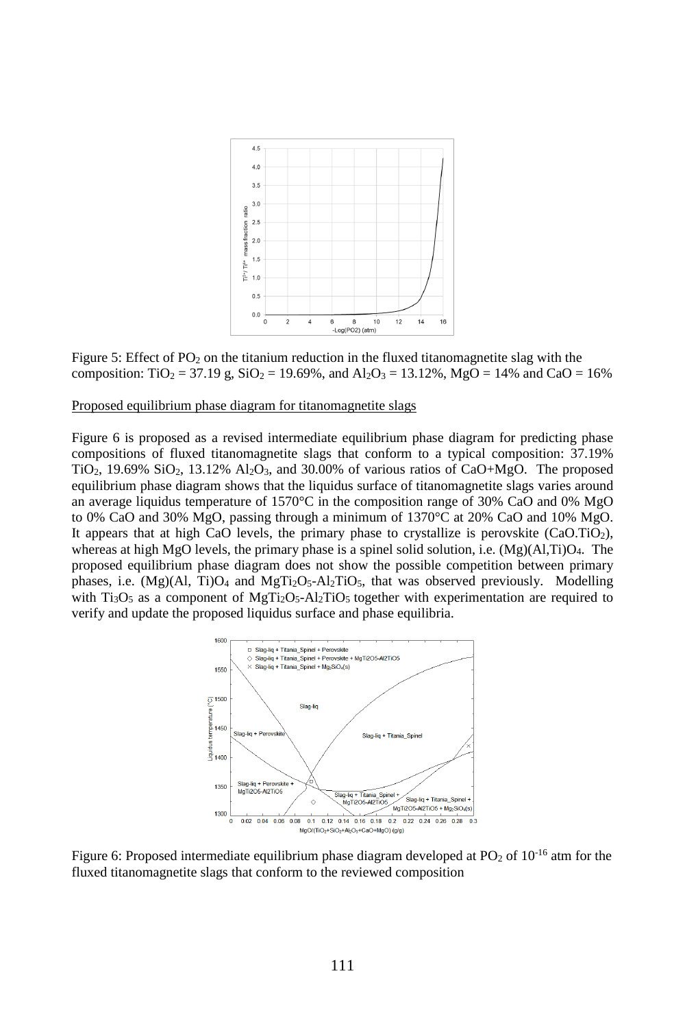Figure 5: Effect of $PO_2$ on the titanium reduction in the fluxed titanomagnetite slag with the composition: $TiO_2$ = 37.19 g, $SiO_2$ = 19.69%, and $Al_2O_3$ = 13.12%, MgO = 14% and CaO = 16%

Proposed equilibrium phase diagram for titanomagnetite slags

Figure 6 is proposed as a revised intermediate equilibrium phase diagram for predicting phase compositions of fluxed titanomagnetite slags that conform to a typical composition: 37.19% $TiO_2$, 19.69% $SiO_2$, 13.12% $Al_2O_3$, and 30.00% of various ratios of CaO+MgO. The proposed equilibrium phase diagram shows that the liquidus surface of titanomagnetite slags varies around an average liquidus temperature of 1570°C in the composition range of 30% CaO and 0% MgO to 0% CaO and 30% MgO, passing through a minimum of 1370°C at 20% CaO and 10% MgO. It appears that at high CaO levels, the primary phase to crystallize is perovskite ($CaO.TiO_2$), whereas at high MgO levels, the primary phase is a spinel solid solution, i.e. $(Mg)(Al,Ti)O_4$. The proposed equilibrium phase diagram does not show the possible competition between primary phases, i.e. $(Mg)(Al, Ti)O_4$ and $MgTi_2O_5$-$Al_2TiO_5$, that was observed previously. Modelling with $Ti_3O_5$ as a component of $MgTi_2O_5$-$Al_2TiO_5$ together with experimentation are required to verify and update the proposed liquidus surface and phase equilibria.

Figure 6: Proposed intermediate equilibrium phase diagram developed at $PO_2$ of $10^{-16}$ atm for the fluxed titanomagnetite slags that conform to the reviewed composition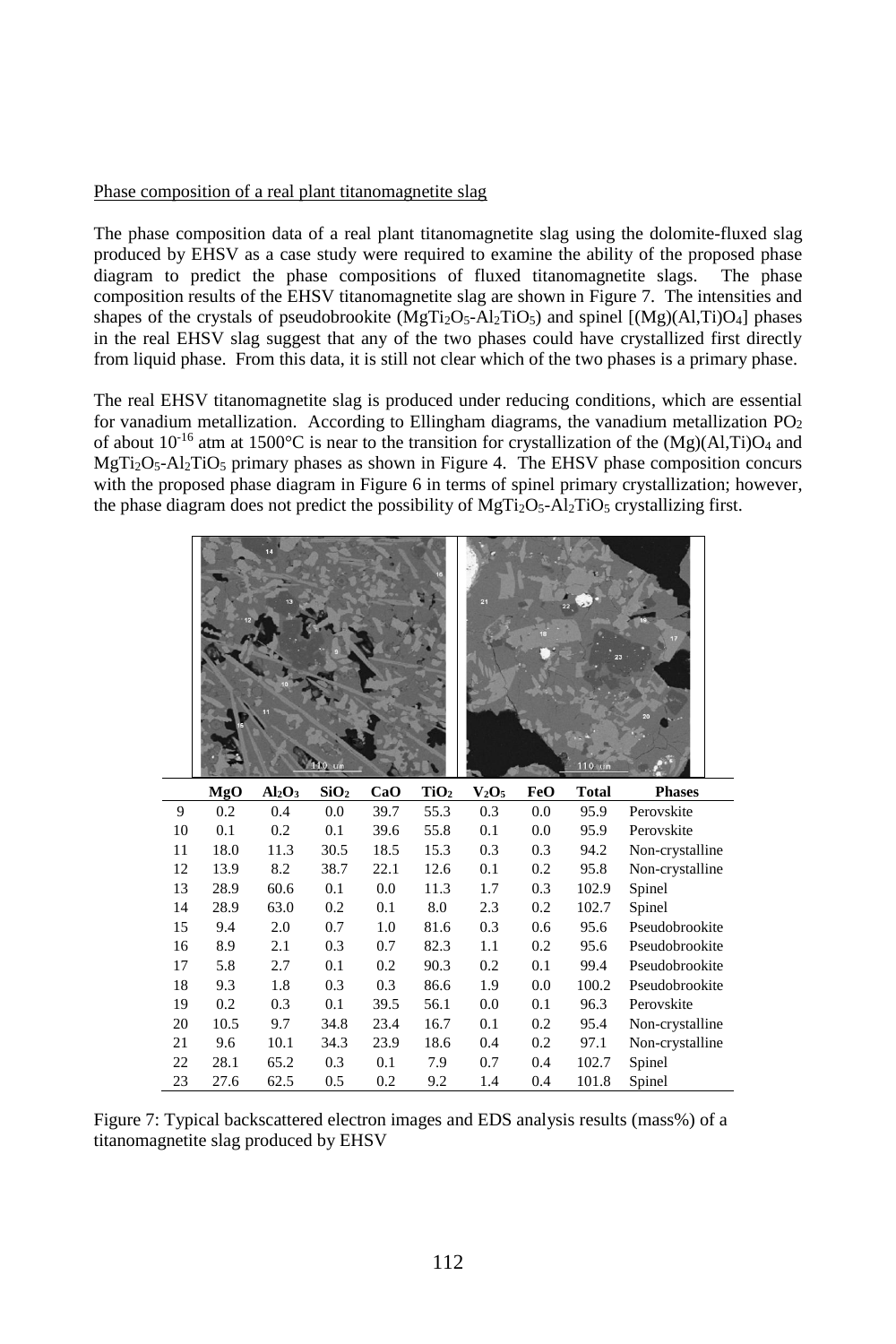Phase composition of a real plant titanomagnetite slag

The phase composition data of a real plant titanomagnetite slag using the dolomite-fluxed slag produced by EHSV as a case study were required to examine the ability of the proposed phase diagram to predict the phase compositions of fluxed titanomagnetite slags. The phase composition results of the EHSV titanomagnetite slag are shown in Figure 7. The intensities and shapes of the crystals of pseudobrookite ($MgTi_2O_5$-$Al_2TiO_5$) and spinel [$(Mg)(Al,Ti)O_4$] phases in the real EHSV slag suggest that any of the two phases could have crystallized first directly from liquid phase. From this data, it is still not clear which of the two phases is a primary phase.

The real EHSV titanomagnetite slag is produced under reducing conditions, which are essential for vanadium metallization. According to Ellingham diagrams, the vanadium metallization $PO_2$ of about $10^{-16}$ atm at 1500°C is near to the transition for crystallization of the $(Mg)(Al,Ti)O_4$ and $MgTi_2O_5$-$Al_2TiO_5$ primary phases as shown in Figure 4. The EHSV phase composition concurs with the proposed phase diagram in Figure 6 in terms of spinel primary crystallization; however, the phase diagram does not predict the possibility of $MgTi_2O_5$-$Al_2TiO_5$ crystallizing first.

| | MgO | $Al_2O_3$ | $SiO_2$ | CaO | $TiO_2$ | $V_2O_5$ | FeO | Total | Phases |
|---|---|---|---|---|---|---|---|---|---|
| 9 | 0.2 | 0.4 | 0.0 | 39.7 | 55.3 | 0.3 | 0.0 | 95.9 | Perovskite |
| 10 | 0.1 | 0.2 | 0.1 | 39.6 | 55.8 | 0.1 | 0.0 | 95.9 | Perovskite |
| 11 | 18.0 | 11.3 | 30.5 | 18.5 | 15.3 | 0.3 | 0.3 | 94.2 | Non-crystalline |
| 12 | 13.9 | 8.2 | 38.7 | 22.1 | 12.6 | 0.1 | 0.2 | 95.8 | Non-crystalline |
| 13 | 28.9 | 60.6 | 0.1 | 0.0 | 11.3 | 1.7 | 0.3 | 102.9 | Spinel |
| 14 | 28.9 | 63.0 | 0.2 | 0.1 | 8.0 | 2.3 | 0.2 | 102.7 | Spinel |
| 15 | 9.4 | 2.0 | 0.7 | 1.0 | 81.6 | 0.3 | 0.6 | 95.6 | Pseudobrookite |
| 16 | 8.9 | 2.1 | 0.3 | 0.7 | 82.3 | 1.1 | 0.2 | 95.6 | Pseudobrookite |
| 17 | 5.8 | 2.7 | 0.1 | 0.2 | 90.3 | 0.2 | 0.1 | 99.4 | Pseudobrookite |
| 18 | 9.3 | 1.8 | 0.3 | 0.3 | 86.6 | 1.9 | 0.0 | 100.2 | Pseudobrookite |
| 19 | 0.2 | 0.3 | 0.1 | 39.5 | 56.1 | 0.0 | 0.1 | 96.3 | Perovskite |
| 20 | 10.5 | 9.7 | 34.8 | 23.4 | 16.7 | 0.1 | 0.2 | 95.4 | Non-crystalline |
| 21 | 9.6 | 10.1 | 34.3 | 23.9 | 18.6 | 0.4 | 0.2 | 97.1 | Non-crystalline |
| 22 | 28.1 | 65.2 | 0.3 | 0.1 | 7.9 | 0.7 | 0.4 | 102.7 | Spinel |
| 23 | 27.6 | 62.5 | 0.5 | 0.2 | 9.2 | 1.4 | 0.4 | 101.8 | Spinel |

Figure 7: Typical backscattered electron images and EDS analysis results (mass%) of a titanomagnetite slag produced by EHSV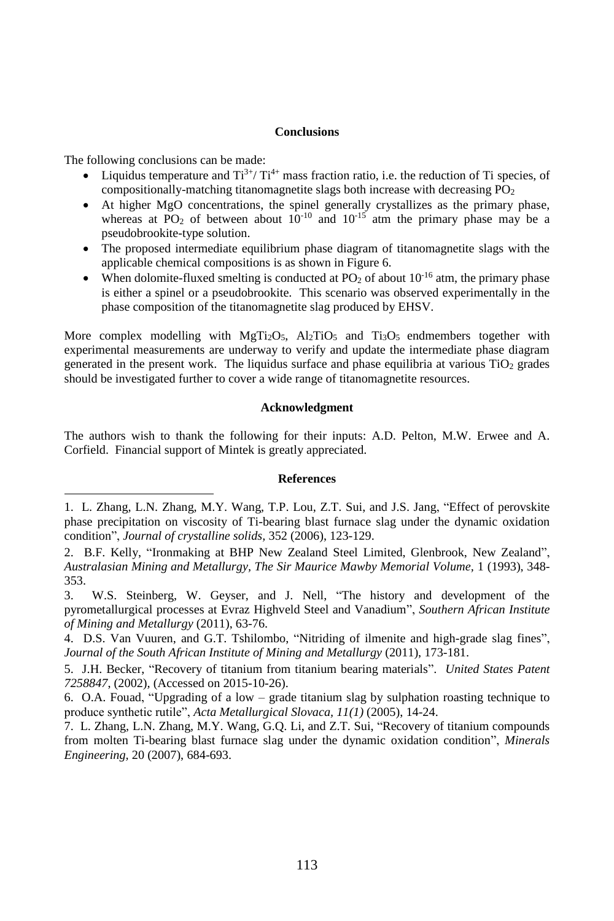## Conclusions

The following conclusions can be made:

- Liquidus temperature and $Ti^{3+}/Ti^{4+}$ mass fraction ratio, i.e. the reduction of Ti species, of compositionally-matching titanomagnetite slags both increase with decreasing $PO_2$
- At higher MgO concentrations, the spinel generally crystallizes as the primary phase, whereas at $PO_2$ of between about $10^{-10}$ and $10^{-15}$ atm the primary phase may be a pseudobrookite-type solution.
- The proposed intermediate equilibrium phase diagram of titanomagnetite slags with the applicable chemical compositions is as shown in Figure 6.
- When dolomite-fluxed smelting is conducted at $PO_2$ of about $10^{-16}$ atm, the primary phase is either a spinel or a pseudobrookite. This scenario was observed experimentally in the phase composition of the titanomagnetite slag produced by EHSV.

More complex modelling with $MgTi_2O_5$, $Al_2TiO_5$ and $Ti_3O_5$ endmembers together with experimental measurements are underway to verify and update the intermediate phase diagram generated in the present work. The liquidus surface and phase equilibria at various $TiO_2$ grades should be investigated further to cover a wide range of titanomagnetite resources.

## Acknowledgment

The authors wish to thank the following for their inputs: A.D. Pelton, M.W. Erwee and A. Corfield. Financial support of Mintek is greatly appreciated.

## References

1. L. Zhang, L.N. Zhang, M.Y. Wang, T.P. Lou, Z.T. Sui, and J.S. Jang, "Effect of perovskite phase precipitation on viscosity of Ti-bearing blast furnace slag under the dynamic oxidation condition", *Journal of crystalline solids,* 352 (2006), 123-129.

2. B.F. Kelly, "Ironmaking at BHP New Zealand Steel Limited, Glenbrook, New Zealand", *Australasian Mining and Metallurgy, The Sir Maurice Mawby Memorial Volume,* 1 (1993), 348-353.

3. W.S. Steinberg, W. Geyser, and J. Nell, "The history and development of the pyrometallurgical processes at Evraz Highveld Steel and Vanadium", *Southern African Institute of Mining and Metallurgy* (2011), 63-76.

4. D.S. Van Vuuren, and G.T. Tshilombo, "Nitriding of ilmenite and high-grade slag fines", *Journal of the South African Institute of Mining and Metallurgy* (2011), 173-181.

5. J.H. Becker, "Recovery of titanium from titanium bearing materials". *United States Patent 7258847,* (2002), (Accessed on 2015-10-26).

6. O.A. Fouad, "Upgrading of a low – grade titanium slag by sulphation roasting technique to produce synthetic rutile", *Acta Metallurgical Slovaca, 11(1)* (2005), 14-24.

7. L. Zhang, L.N. Zhang, M.Y. Wang, G.Q. Li, and Z.T. Sui, "Recovery of titanium compounds from molten Ti-bearing blast furnace slag under the dynamic oxidation condition", *Minerals Engineering,* 20 (2007), 684-693.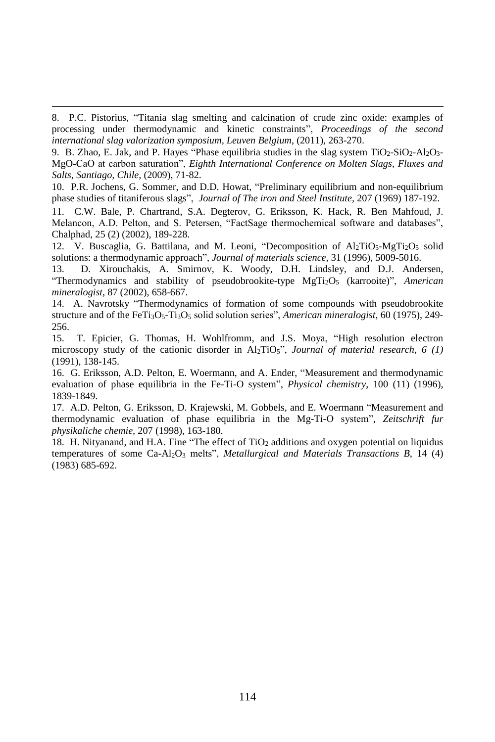8. P.C. Pistorius, "Titania slag smelting and calcination of crude zinc oxide: examples of processing under thermodynamic and kinetic constraints", *Proceedings of the second international slag valorization symposium, Leuven Belgium*, (2011), 263-270.

9. B. Zhao, E. Jak, and P. Hayes "Phase equilibria studies in the slag system $TiO_2$-$SiO_2$-$Al_2O_3$-MgO-CaO at carbon saturation", *Eighth International Conference on Molten Slags, Fluxes and Salts, Santiago, Chile,* (2009), 71-82.

10. P.R. Jochens, G. Sommer, and D.D. Howat, "Preliminary equilibrium and non-equilibrium phase studies of titaniferous slags", *Journal of The iron and Steel Institute*, 207 (1969) 187-192.

11. C.W. Bale, P. Chartrand, S.A. Degterov, G. Eriksson, K. Hack, R. Ben Mahfoud, J. Melancon, A.D. Pelton, and S. Petersen, "FactSage thermochemical software and databases", Chalphad, 25 (2) (2002), 189-228.

12. V. Buscaglia, G. Battilana, and M. Leoni, "Decomposition of $Al_2TiO_5$-$MgTi_2O_5$ solid solutions: a thermodynamic approach", *Journal of materials science*, 31 (1996), 5009-5016.

13. D. Xirouchakis, A. Smirnov, K. Woody, D.H. Lindsley, and D.J. Andersen, "Thermodynamics and stability of pseudobrookite-type $MgTi_2O_5$ (karrooite)", *American mineralogist,* 87 (2002), 658-667.

14. A. Navrotsky "Thermodynamics of formation of some compounds with pseudobrookite structure and of the $FeTi_3O_5$-$Ti_3O_5$ solid solution series", *American mineralogist*, 60 (1975), 249-256.

15. T. Epicier, G. Thomas, H. Wohlfromm, and J.S. Moya, "High resolution electron microscopy study of the cationic disorder in $Al_2TiO_5$", *Journal of material research, 6 (1)* (1991), 138-145.

16. G. Eriksson, A.D. Pelton, E. Woermann, and A. Ender, "Measurement and thermodynamic evaluation of phase equilibria in the Fe-Ti-O system", *Physical chemistry*, 100 (11) (1996), 1839-1849.

17. A.D. Pelton, G. Eriksson, D. Krajewski, M. Gobbels, and E. Woermann "Measurement and thermodynamic evaluation of phase equilibria in the Mg-Ti-O system", *Zeitschrift fur physikaliche chemie*, 207 (1998), 163-180.

18. H. Nityanand, and H.A. Fine "The effect of $TiO_2$ additions and oxygen potential on liquidus temperatures of some Ca-$Al_2O_3$ melts", *Metallurgical and Materials Transactions B*, 14 (4) (1983) 685-692.